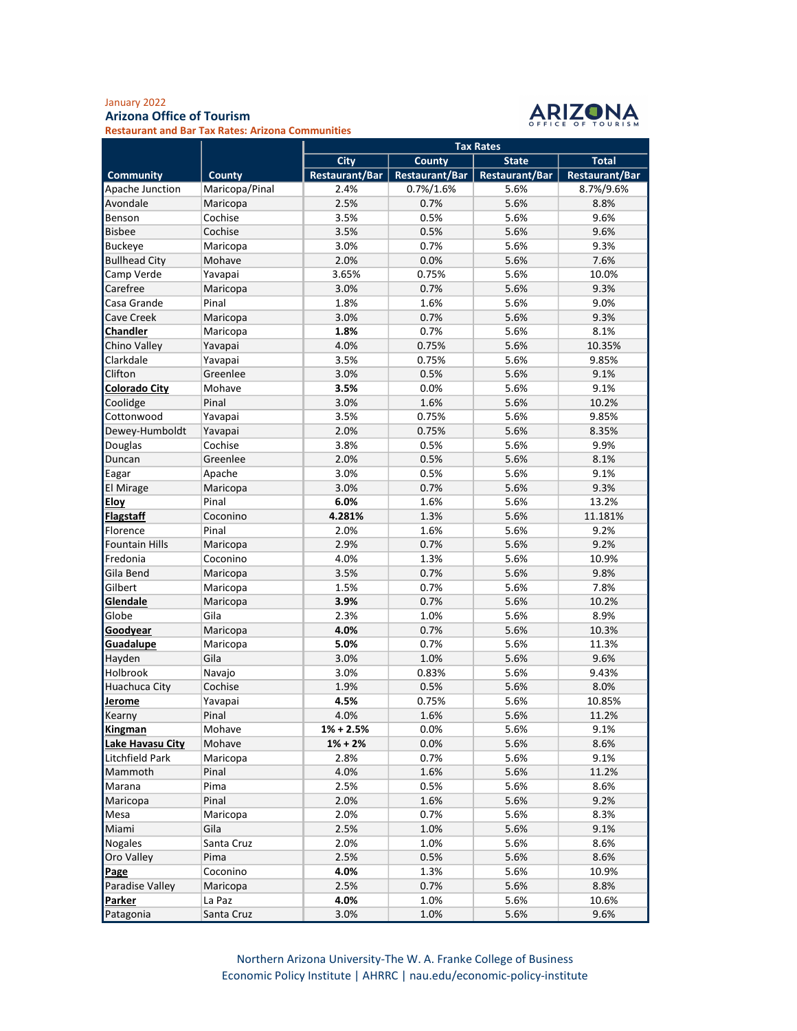January 2022

**Arizona Office of Tourism**

**Restaurant and Bar Tax Rates: Arizona Communities**

| Community | County | Tax Rates | | | |
|---|---|---|---|---|---|
| | | City | County | State | Total |
| | | Restaurant/Bar | Restaurant/Bar | Restaurant/Bar | Restaurant/Bar |
| Apache Junction | Maricopa/Pinal | 2.4% | 0.7%/1.6% | 5.6% | 8.7%/9.6% |
| Avondale | Maricopa | 2.5% | 0.7% | 5.6% | 8.8% |
| Benson | Cochise | 3.5% | 0.5% | 5.6% | 9.6% |
| Bisbee | Cochise | 3.5% | 0.5% | 5.6% | 9.6% |
| Buckeye | Maricopa | 3.0% | 0.7% | 5.6% | 9.3% |
| Bullhead City | Mohave | 2.0% | 0.0% | 5.6% | 7.6% |
| Camp Verde | Yavapai | 3.65% | 0.75% | 5.6% | 10.0% |
| Carefree | Maricopa | 3.0% | 0.7% | 5.6% | 9.3% |
| Casa Grande | Pinal | 1.8% | 1.6% | 5.6% | 9.0% |
| Cave Creek | Maricopa | 3.0% | 0.7% | 5.6% | 9.3% |
| **Chandler** | Maricopa | **1.8%** | 0.7% | 5.6% | 8.1% |
| Chino Valley | Yavapai | 4.0% | 0.75% | 5.6% | 10.35% |
| Clarkdale | Yavapai | 3.5% | 0.75% | 5.6% | 9.85% |
| Clifton | Greenlee | 3.0% | 0.5% | 5.6% | 9.1% |
| **Colorado City** | Mohave | **3.5%** | 0.0% | 5.6% | 9.1% |
| Coolidge | Pinal | 3.0% | 1.6% | 5.6% | 10.2% |
| Cottonwood | Yavapai | 3.5% | 0.75% | 5.6% | 9.85% |
| Dewey-Humboldt | Yavapai | 2.0% | 0.75% | 5.6% | 8.35% |
| Douglas | Cochise | 3.8% | 0.5% | 5.6% | 9.9% |
| Duncan | Greenlee | 2.0% | 0.5% | 5.6% | 8.1% |
| Eagar | Apache | 3.0% | 0.5% | 5.6% | 9.1% |
| El Mirage | Maricopa | 3.0% | 0.7% | 5.6% | 9.3% |
| **Eloy** | Pinal | **6.0%** | 1.6% | 5.6% | 13.2% |
| **Flagstaff** | Coconino | **4.281%** | 1.3% | 5.6% | 11.181% |
| Florence | Pinal | 2.0% | 1.6% | 5.6% | 9.2% |
| Fountain Hills | Maricopa | 2.9% | 0.7% | 5.6% | 9.2% |
| Fredonia | Coconino | 4.0% | 1.3% | 5.6% | 10.9% |
| Gila Bend | Maricopa | 3.5% | 0.7% | 5.6% | 9.8% |
| Gilbert | Maricopa | 1.5% | 0.7% | 5.6% | 7.8% |
| **Glendale** | Maricopa | **3.9%** | 0.7% | 5.6% | 10.2% |
| Globe | Gila | 2.3% | 1.0% | 5.6% | 8.9% |
| **Goodyear** | Maricopa | **4.0%** | 0.7% | 5.6% | 10.3% |
| **Guadalupe** | Maricopa | **5.0%** | 0.7% | 5.6% | 11.3% |
| Hayden | Gila | 3.0% | 1.0% | 5.6% | 9.6% |
| Holbrook | Navajo | 3.0% | 0.83% | 5.6% | 9.43% |
| Huachuca City | Cochise | 1.9% | 0.5% | 5.6% | 8.0% |
| **Jerome** | Yavapai | **4.5%** | 0.75% | 5.6% | 10.85% |
| Kearny | Pinal | 4.0% | 1.6% | 5.6% | 11.2% |
| **Kingman** | Mohave | **1% + 2.5%** | 0.0% | 5.6% | 9.1% |
| **Lake Havasu City** | Mohave | **1% + 2%** | 0.0% | 5.6% | 8.6% |
| Litchfield Park | Maricopa | 2.8% | 0.7% | 5.6% | 9.1% |
| Mammoth | Pinal | 4.0% | 1.6% | 5.6% | 11.2% |
| Marana | Pima | 2.5% | 0.5% | 5.6% | 8.6% |
| Maricopa | Pinal | 2.0% | 1.6% | 5.6% | 9.2% |
| Mesa | Maricopa | 2.0% | 0.7% | 5.6% | 8.3% |
| Miami | Gila | 2.5% | 1.0% | 5.6% | 9.1% |
| Nogales | Santa Cruz | 2.0% | 1.0% | 5.6% | 8.6% |
| Oro Valley | Pima | 2.5% | 0.5% | 5.6% | 8.6% |
| **Page** | Coconino | **4.0%** | 1.3% | 5.6% | 10.9% |
| Paradise Valley | Maricopa | 2.5% | 0.7% | 5.6% | 8.8% |
| **Parker** | La Paz | **4.0%** | 1.0% | 5.6% | 10.6% |
| Patagonia | Santa Cruz | 3.0% | 1.0% | 5.6% | 9.6% |

Northern Arizona University-The W. A. Franke College of Business
Economic Policy Institute | AHRRC | nau.edu/economic-policy-institute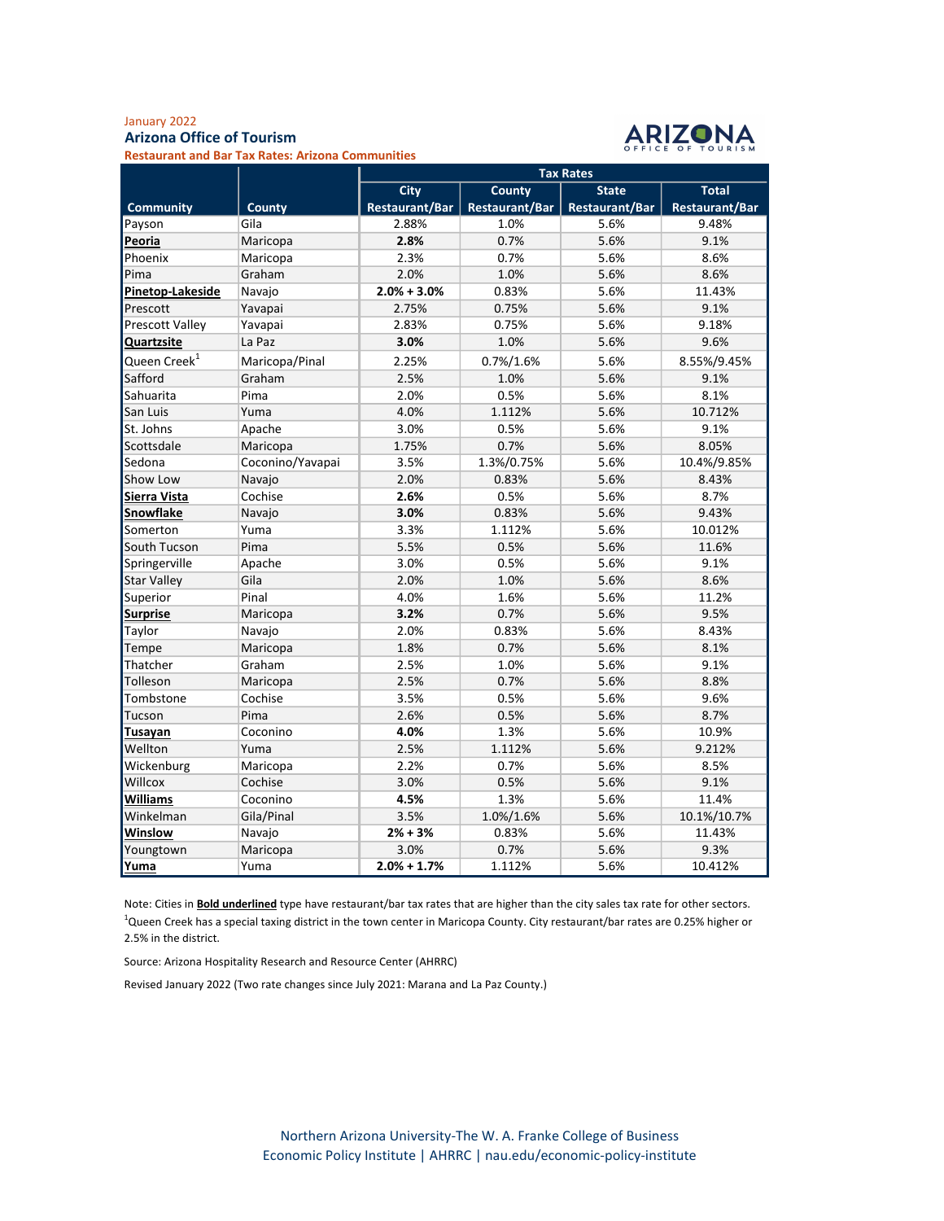January 2022

**Arizona Office of Tourism**

**Restaurant and Bar Tax Rates: Arizona Communities**

| | | Tax Rates | | | |
|---|---|---|---|---|---|
| Community | County | City Restaurant/Bar | County Restaurant/Bar | State Restaurant/Bar | Total Restaurant/Bar |
| Payson | Gila | 2.88% | 1.0% | 5.6% | 9.48% |
| **Peoria** | Maricopa | **2.8%** | 0.7% | 5.6% | 9.1% |
| Phoenix | Maricopa | 2.3% | 0.7% | 5.6% | 8.6% |
| Pima | Graham | 2.0% | 1.0% | 5.6% | 8.6% |
| **Pinetop-Lakeside** | Navajo | **2.0% + 3.0%** | 0.83% | 5.6% | 11.43% |
| Prescott | Yavapai | 2.75% | 0.75% | 5.6% | 9.1% |
| Prescott Valley | Yavapai | 2.83% | 0.75% | 5.6% | 9.18% |
| **Quartzsite** | La Paz | **3.0%** | 1.0% | 5.6% | 9.6% |
| Queen Creek[1] | Maricopa/Pinal | 2.25% | 0.7%/1.6% | 5.6% | 8.55%/9.45% |
| Safford | Graham | 2.5% | 1.0% | 5.6% | 9.1% |
| Sahuarita | Pima | 2.0% | 0.5% | 5.6% | 8.1% |
| San Luis | Yuma | 4.0% | 1.112% | 5.6% | 10.712% |
| St. Johns | Apache | 3.0% | 0.5% | 5.6% | 9.1% |
| Scottsdale | Maricopa | 1.75% | 0.7% | 5.6% | 8.05% |
| Sedona | Coconino/Yavapai | 3.5% | 1.3%/0.75% | 5.6% | 10.4%/9.85% |
| Show Low | Navajo | 2.0% | 0.83% | 5.6% | 8.43% |
| **Sierra Vista** | Cochise | **2.6%** | 0.5% | 5.6% | 8.7% |
| **Snowflake** | Navajo | **3.0%** | 0.83% | 5.6% | 9.43% |
| Somerton | Yuma | 3.3% | 1.112% | 5.6% | 10.012% |
| South Tucson | Pima | 5.5% | 0.5% | 5.6% | 11.6% |
| Springerville | Apache | 3.0% | 0.5% | 5.6% | 9.1% |
| Star Valley | Gila | 2.0% | 1.0% | 5.6% | 8.6% |
| Superior | Pinal | 4.0% | 1.6% | 5.6% | 11.2% |
| **Surprise** | Maricopa | **3.2%** | 0.7% | 5.6% | 9.5% |
| Taylor | Navajo | 2.0% | 0.83% | 5.6% | 8.43% |
| Tempe | Maricopa | 1.8% | 0.7% | 5.6% | 8.1% |
| Thatcher | Graham | 2.5% | 1.0% | 5.6% | 9.1% |
| Tolleson | Maricopa | 2.5% | 0.7% | 5.6% | 8.8% |
| Tombstone | Cochise | 3.5% | 0.5% | 5.6% | 9.6% |
| Tucson | Pima | 2.6% | 0.5% | 5.6% | 8.7% |
| **Tusayan** | Coconino | **4.0%** | 1.3% | 5.6% | 10.9% |
| Wellton | Yuma | 2.5% | 1.112% | 5.6% | 9.212% |
| Wickenburg | Maricopa | 2.2% | 0.7% | 5.6% | 8.5% |
| Willcox | Cochise | 3.0% | 0.5% | 5.6% | 9.1% |
| **Williams** | Coconino | **4.5%** | 1.3% | 5.6% | 11.4% |
| Winkelman | Gila/Pinal | 3.5% | 1.0%/1.6% | 5.6% | 10.1%/10.7% |
| **Winslow** | Navajo | **2% + 3%** | 0.83% | 5.6% | 11.43% |
| Youngtown | Maricopa | 3.0% | 0.7% | 5.6% | 9.3% |
| **Yuma** | Yuma | **2.0% + 1.7%** | 1.112% | 5.6% | 10.412% |

Note: Cities in **Bold underlined** type have restaurant/bar tax rates that are higher than the city sales tax rate for other sectors.
[1]Queen Creek has a special taxing district in the town center in Maricopa County. City restaurant/bar rates are 0.25% higher or 2.5% in the district.

Source: Arizona Hospitality Research and Resource Center (AHRRC)

Revised January 2022 (Two rate changes since July 2021: Marana and La Paz County.)

Northern Arizona University-The W. A. Franke College of Business
Economic Policy Institute | AHRRC | nau.edu/economic-policy-institute